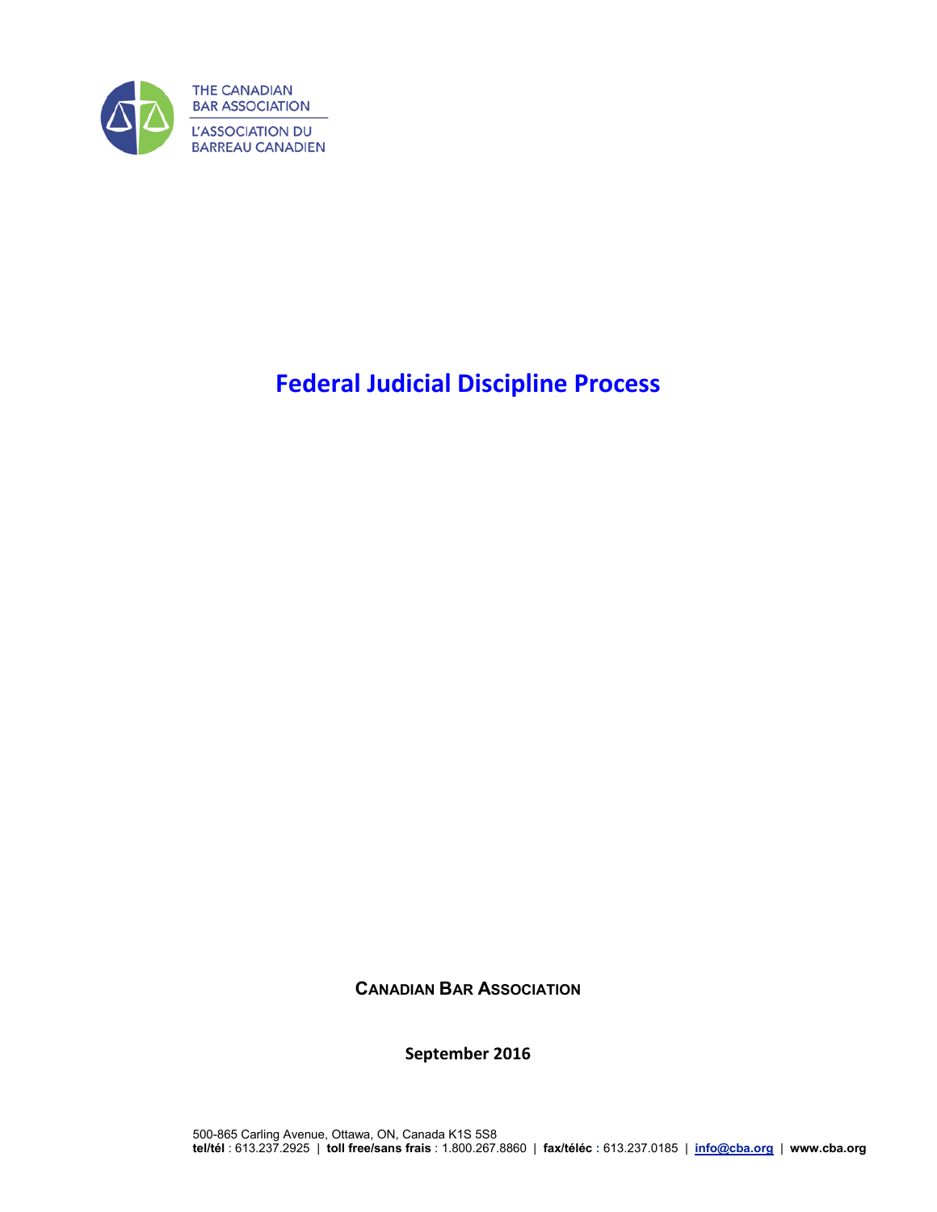THE CANADIAN BAR ASSOCIATION

L'ASSOCIATION DU BARREAU CANADIEN

# Federal Judicial Discipline Process

**CANADIAN BAR ASSOCIATION**

**September 2016**

500-865 Carling Avenue, Ottawa, ON, Canada K1S 5S8
**tel/tél** : 613.237.2925 | **toll free/sans frais** : 1.800.267.8860 | **fax/téléc** : 613.237.0185 | **info@cba.org** | **www.cba.org**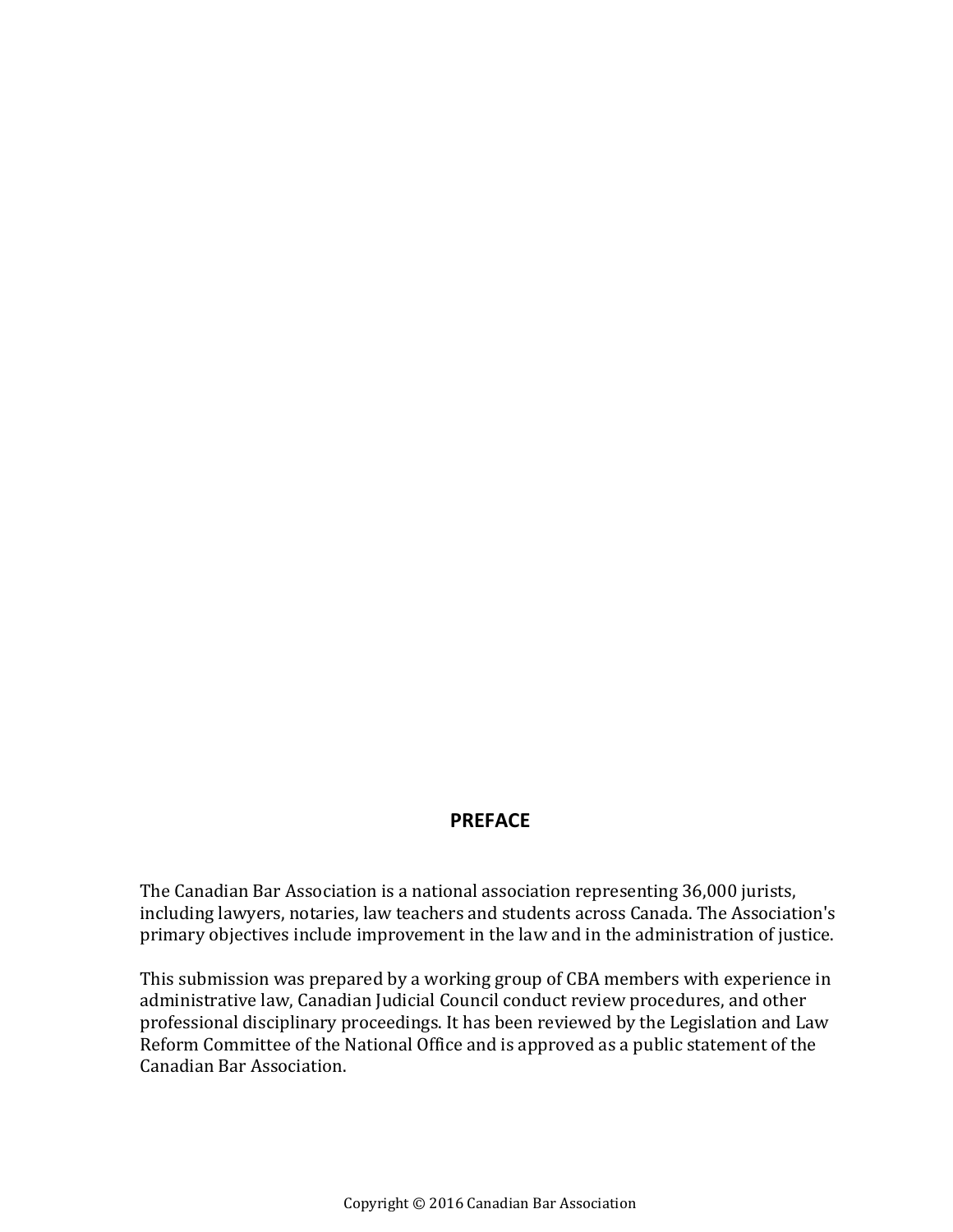## PREFACE

The Canadian Bar Association is a national association representing 36,000 jurists, including lawyers, notaries, law teachers and students across Canada. The Association's primary objectives include improvement in the law and in the administration of justice.

This submission was prepared by a working group of CBA members with experience in administrative law, Canadian Judicial Council conduct review procedures, and other professional disciplinary proceedings. It has been reviewed by the Legislation and Law Reform Committee of the National Office and is approved as a public statement of the Canadian Bar Association.

Copyright © 2016 Canadian Bar Association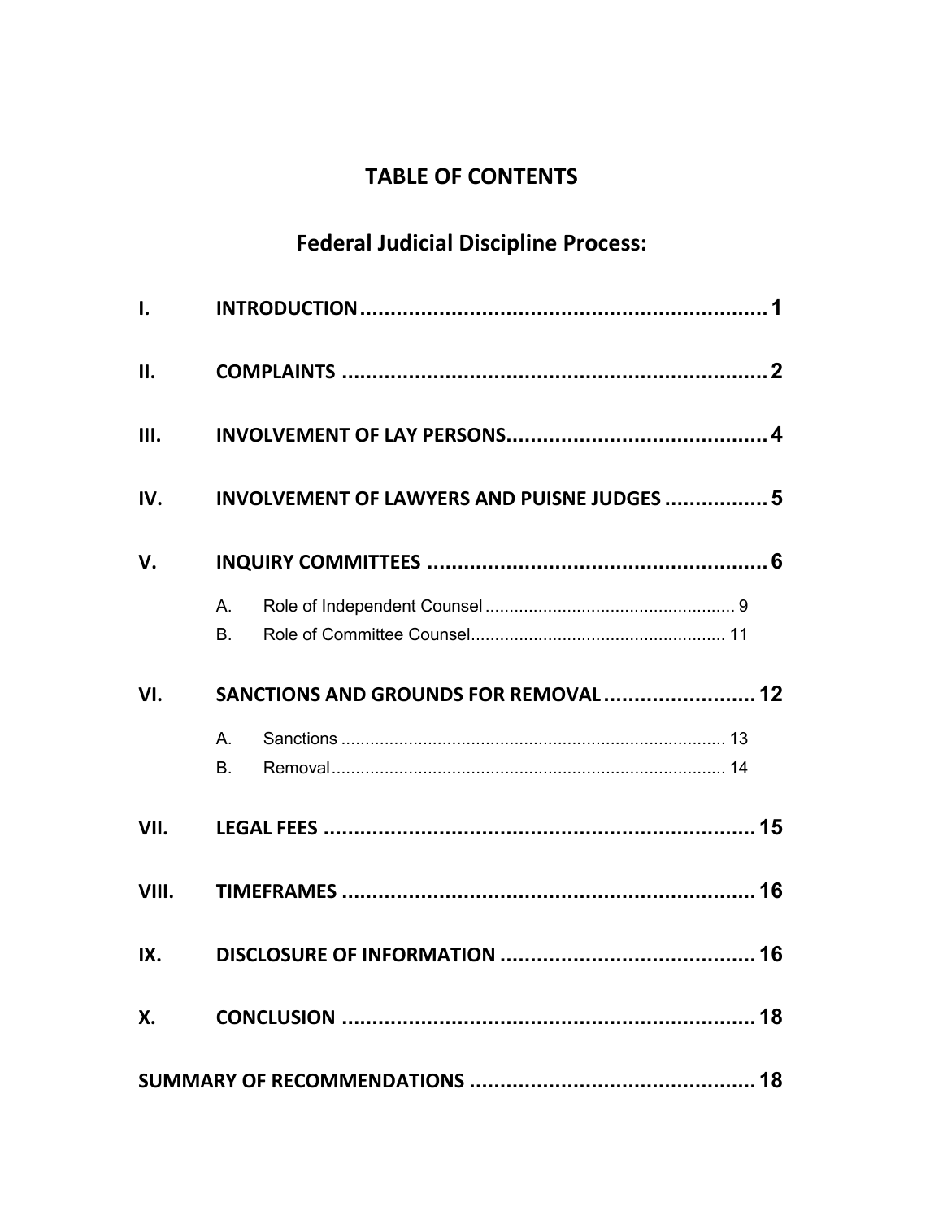# TABLE OF CONTENTS

## Federal Judicial Discipline Process:

**I. INTRODUCTION** .................................................................. **1**

**II. COMPLAINTS** ...................................................................... **2**

**III. INVOLVEMENT OF LAY PERSONS** .......................................... **4**

**IV. INVOLVEMENT OF LAWYERS AND PUISNE JUDGES** ................. **5**

**V. INQUIRY COMMITTEES** ........................................................ **6**

- A. Role of Independent Counsel .................................................... 9
- B. Role of Committee Counsel .................................................... 11

**VI. SANCTIONS AND GROUNDS FOR REMOVAL** ......................... **12**

- A. Sanctions ............................................................................... 13
- B. Removal ................................................................................. 14

**VII. LEGAL FEES** ....................................................................... **15**

**VIII. TIMEFRAMES** .................................................................... **16**

**IX. DISCLOSURE OF INFORMATION** .......................................... **16**

**X. CONCLUSION** ..................................................................... **18**

**SUMMARY OF RECOMMENDATIONS** ............................................... **18**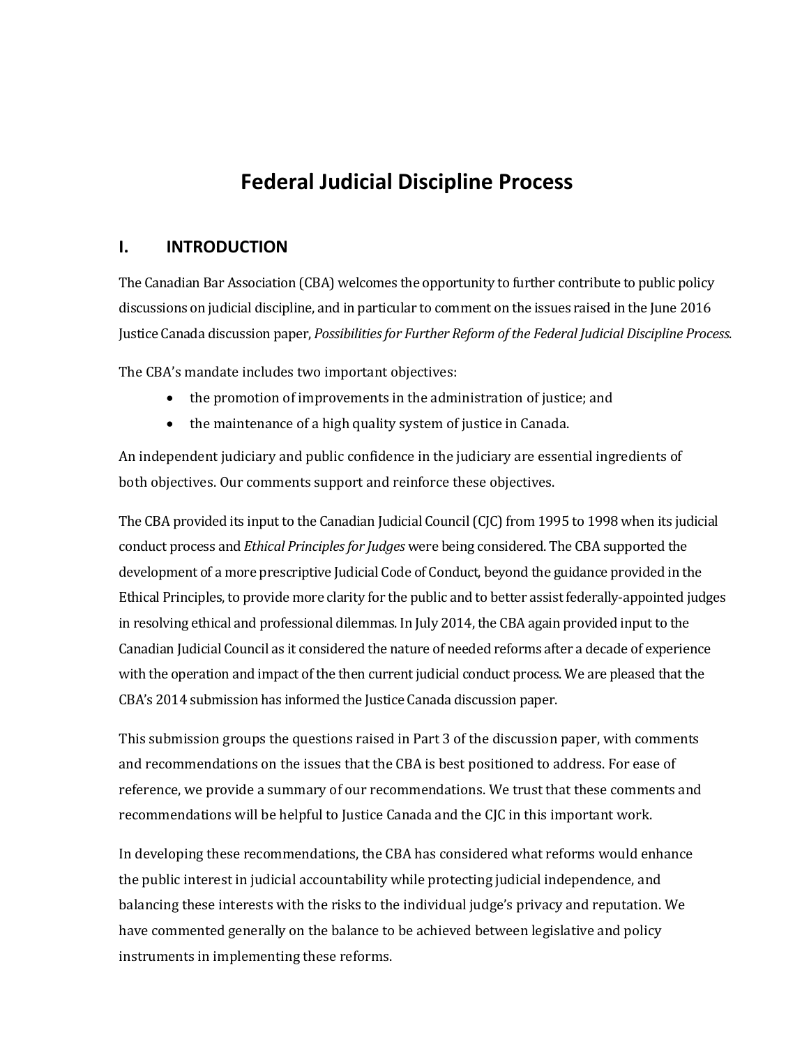# Federal Judicial Discipline Process

## I. INTRODUCTION

The Canadian Bar Association (CBA) welcomes the opportunity to further contribute to public policy discussions on judicial discipline, and in particular to comment on the issues raised in the June 2016 Justice Canada discussion paper, *Possibilities for Further Reform of the Federal Judicial Discipline Process*.

The CBA's mandate includes two important objectives:

- the promotion of improvements in the administration of justice; and
- the maintenance of a high quality system of justice in Canada.

An independent judiciary and public confidence in the judiciary are essential ingredients of both objectives. Our comments support and reinforce these objectives.

The CBA provided its input to the Canadian Judicial Council (CJC) from 1995 to 1998 when its judicial conduct process and *Ethical Principles for Judges* were being considered. The CBA supported the development of a more prescriptive Judicial Code of Conduct, beyond the guidance provided in the Ethical Principles, to provide more clarity for the public and to better assist federally-appointed judges in resolving ethical and professional dilemmas. In July 2014, the CBA again provided input to the Canadian Judicial Council as it considered the nature of needed reforms after a decade of experience with the operation and impact of the then current judicial conduct process. We are pleased that the CBA's 2014 submission has informed the Justice Canada discussion paper.

This submission groups the questions raised in Part 3 of the discussion paper, with comments and recommendations on the issues that the CBA is best positioned to address. For ease of reference, we provide a summary of our recommendations. We trust that these comments and recommendations will be helpful to Justice Canada and the CJC in this important work.

In developing these recommendations, the CBA has considered what reforms would enhance the public interest in judicial accountability while protecting judicial independence, and balancing these interests with the risks to the individual judge's privacy and reputation. We have commented generally on the balance to be achieved between legislative and policy instruments in implementing these reforms.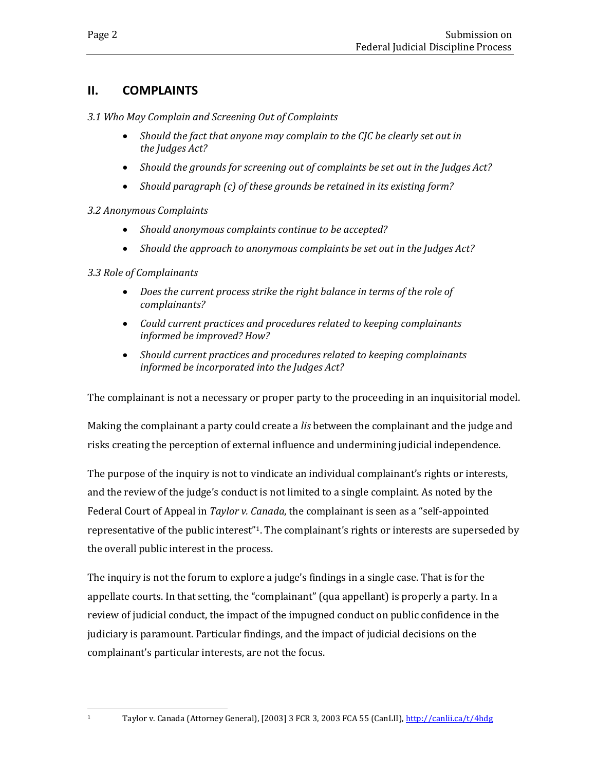## II. COMPLAINTS

*3.1 Who May Complain and Screening Out of Complaints*

- *Should the fact that anyone may complain to the CJC be clearly set out in the Judges Act?*
- *Should the grounds for screening out of complaints be set out in the Judges Act?*
- *Should paragraph (c) of these grounds be retained in its existing form?*

*3.2 Anonymous Complaints*

- *Should anonymous complaints continue to be accepted?*
- *Should the approach to anonymous complaints be set out in the Judges Act?*

*3.3 Role of Complainants*

- *Does the current process strike the right balance in terms of the role of complainants?*
- *Could current practices and procedures related to keeping complainants informed be improved? How?*
- *Should current practices and procedures related to keeping complainants informed be incorporated into the Judges Act?*

The complainant is not a necessary or proper party to the proceeding in an inquisitorial model.

Making the complainant a party could create a *lis* between the complainant and the judge and risks creating the perception of external influence and undermining judicial independence.

The purpose of the inquiry is not to vindicate an individual complainant's rights or interests, and the review of the judge's conduct is not limited to a single complaint. As noted by the Federal Court of Appeal in *Taylor v. Canada*, the complainant is seen as a "self-appointed representative of the public interest"[1]. The complainant's rights or interests are superseded by the overall public interest in the process.

The inquiry is not the forum to explore a judge's findings in a single case. That is for the appellate courts. In that setting, the "complainant" (qua appellant) is properly a party. In a review of judicial conduct, the impact of the impugned conduct on public confidence in the judiciary is paramount. Particular findings, and the impact of judicial decisions on the complainant's particular interests, are not the focus.

---

[1] Taylor v. Canada (Attorney General), [2003] 3 FCR 3, 2003 FCA 55 (CanLII), http://canlii.ca/t/4hdg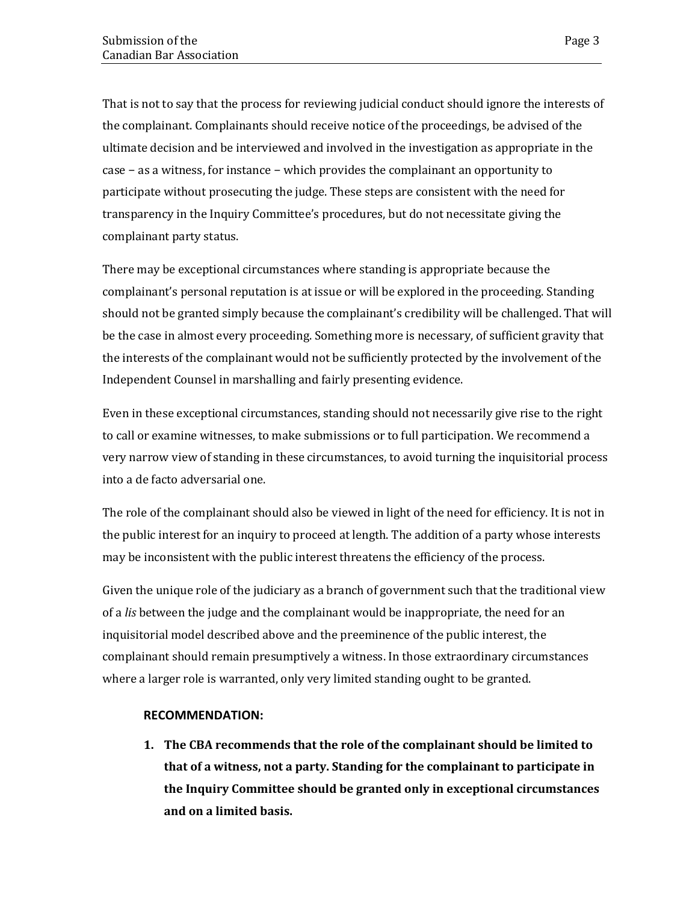That is not to say that the process for reviewing judicial conduct should ignore the interests of the complainant. Complainants should receive notice of the proceedings, be advised of the ultimate decision and be interviewed and involved in the investigation as appropriate in the case – as a witness, for instance – which provides the complainant an opportunity to participate without prosecuting the judge. These steps are consistent with the need for transparency in the Inquiry Committee's procedures, but do not necessitate giving the complainant party status.

There may be exceptional circumstances where standing is appropriate because the complainant's personal reputation is at issue or will be explored in the proceeding. Standing should not be granted simply because the complainant's credibility will be challenged. That will be the case in almost every proceeding. Something more is necessary, of sufficient gravity that the interests of the complainant would not be sufficiently protected by the involvement of the Independent Counsel in marshalling and fairly presenting evidence.

Even in these exceptional circumstances, standing should not necessarily give rise to the right to call or examine witnesses, to make submissions or to full participation. We recommend a very narrow view of standing in these circumstances, to avoid turning the inquisitorial process into a de facto adversarial one.

The role of the complainant should also be viewed in light of the need for efficiency. It is not in the public interest for an inquiry to proceed at length. The addition of a party whose interests may be inconsistent with the public interest threatens the efficiency of the process.

Given the unique role of the judiciary as a branch of government such that the traditional view of a *lis* between the judge and the complainant would be inappropriate, the need for an inquisitorial model described above and the preeminence of the public interest, the complainant should remain presumptively a witness. In those extraordinary circumstances where a larger role is warranted, only very limited standing ought to be granted.

**RECOMMENDATION:**

1. **The CBA recommends that the role of the complainant should be limited to that of a witness, not a party. Standing for the complainant to participate in the Inquiry Committee should be granted only in exceptional circumstances and on a limited basis.**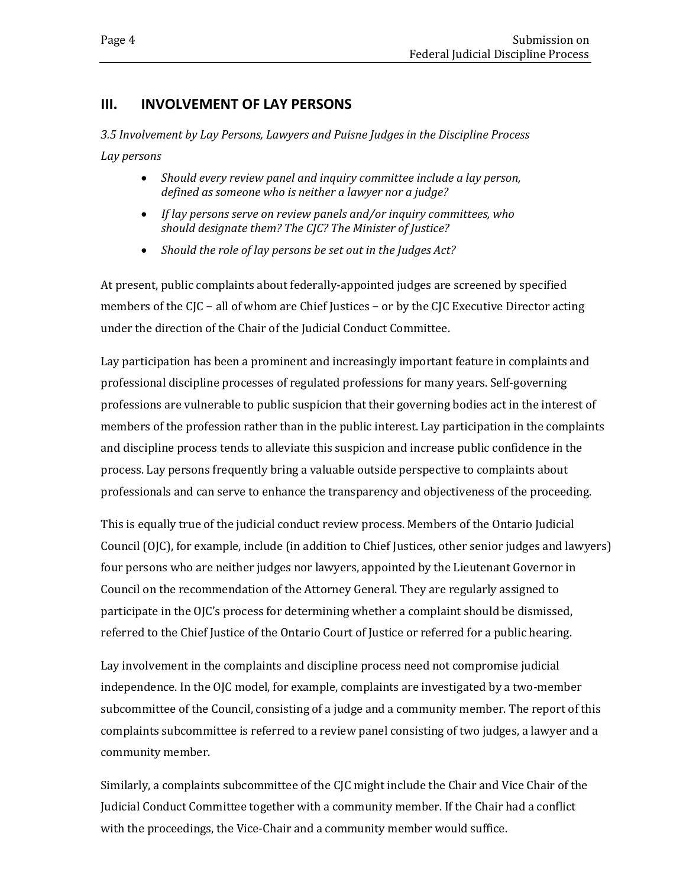## III. INVOLVEMENT OF LAY PERSONS

*3.5 Involvement by Lay Persons, Lawyers and Puisne Judges in the Discipline Process*

*Lay persons*

- *Should every review panel and inquiry committee include a lay person, defined as someone who is neither a lawyer nor a judge?*
- *If lay persons serve on review panels and/or inquiry committees, who should designate them? The CJC? The Minister of Justice?*
- *Should the role of lay persons be set out in the Judges Act?*

At present, public complaints about federally-appointed judges are screened by specified members of the CJC – all of whom are Chief Justices – or by the CJC Executive Director acting under the direction of the Chair of the Judicial Conduct Committee.

Lay participation has been a prominent and increasingly important feature in complaints and professional discipline processes of regulated professions for many years. Self-governing professions are vulnerable to public suspicion that their governing bodies act in the interest of members of the profession rather than in the public interest. Lay participation in the complaints and discipline process tends to alleviate this suspicion and increase public confidence in the process. Lay persons frequently bring a valuable outside perspective to complaints about professionals and can serve to enhance the transparency and objectiveness of the proceeding.

This is equally true of the judicial conduct review process. Members of the Ontario Judicial Council (OJC), for example, include (in addition to Chief Justices, other senior judges and lawyers) four persons who are neither judges nor lawyers, appointed by the Lieutenant Governor in Council on the recommendation of the Attorney General. They are regularly assigned to participate in the OJC's process for determining whether a complaint should be dismissed, referred to the Chief Justice of the Ontario Court of Justice or referred for a public hearing.

Lay involvement in the complaints and discipline process need not compromise judicial independence. In the OJC model, for example, complaints are investigated by a two-member subcommittee of the Council, consisting of a judge and a community member. The report of this complaints subcommittee is referred to a review panel consisting of two judges, a lawyer and a community member.

Similarly, a complaints subcommittee of the CJC might include the Chair and Vice Chair of the Judicial Conduct Committee together with a community member. If the Chair had a conflict with the proceedings, the Vice-Chair and a community member would suffice.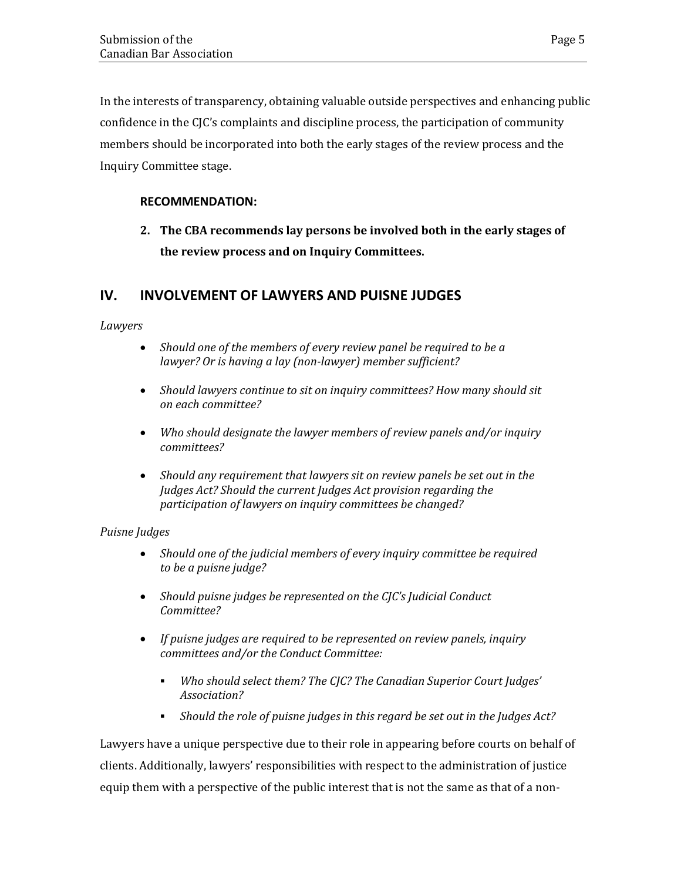In the interests of transparency, obtaining valuable outside perspectives and enhancing public confidence in the CJC's complaints and discipline process, the participation of community members should be incorporated into both the early stages of the review process and the Inquiry Committee stage.

**RECOMMENDATION:**

**2. The CBA recommends lay persons be involved both in the early stages of the review process and on Inquiry Committees.**

## IV. INVOLVEMENT OF LAWYERS AND PUISNE JUDGES

*Lawyers*

- *Should one of the members of every review panel be required to be a lawyer? Or is having a lay (non-lawyer) member sufficient?*
- *Should lawyers continue to sit on inquiry committees? How many should sit on each committee?*
- *Who should designate the lawyer members of review panels and/or inquiry committees?*
- *Should any requirement that lawyers sit on review panels be set out in the Judges Act? Should the current Judges Act provision regarding the participation of lawyers on inquiry committees be changed?*

*Puisne Judges*

- *Should one of the judicial members of every inquiry committee be required to be a puisne judge?*
- *Should puisne judges be represented on the CJC's Judicial Conduct Committee?*
- *If puisne judges are required to be represented on review panels, inquiry committees and/or the Conduct Committee:*
  - *Who should select them? The CJC? The Canadian Superior Court Judges' Association?*
  - *Should the role of puisne judges in this regard be set out in the Judges Act?*

Lawyers have a unique perspective due to their role in appearing before courts on behalf of clients. Additionally, lawyers' responsibilities with respect to the administration of justice equip them with a perspective of the public interest that is not the same as that of a non-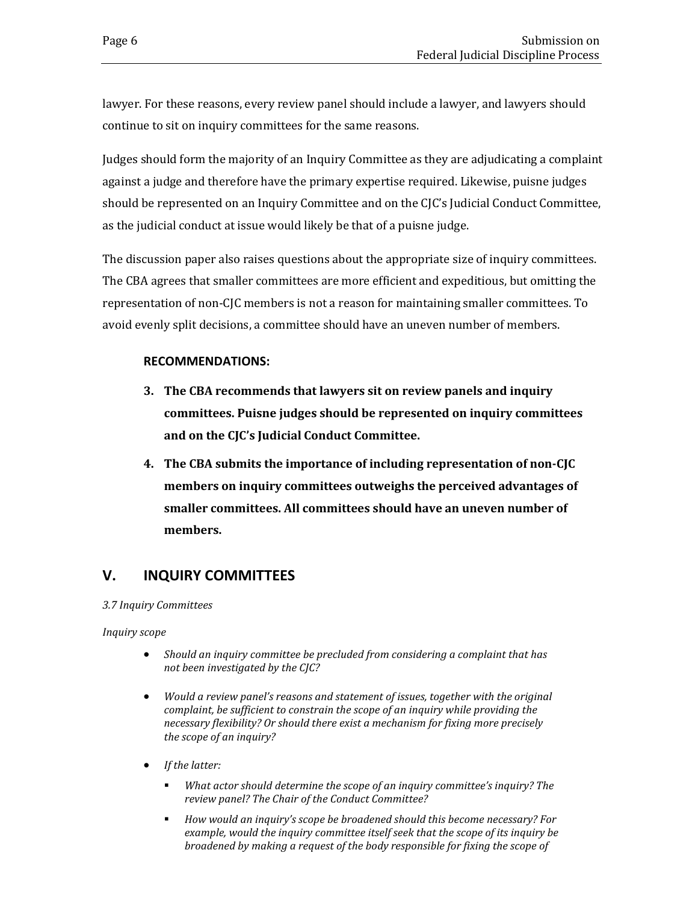lawyer. For these reasons, every review panel should include a lawyer, and lawyers should continue to sit on inquiry committees for the same reasons.

Judges should form the majority of an Inquiry Committee as they are adjudicating a complaint against a judge and therefore have the primary expertise required. Likewise, puisne judges should be represented on an Inquiry Committee and on the CJC's Judicial Conduct Committee, as the judicial conduct at issue would likely be that of a puisne judge.

The discussion paper also raises questions about the appropriate size of inquiry committees. The CBA agrees that smaller committees are more efficient and expeditious, but omitting the representation of non-CJC members is not a reason for maintaining smaller committees. To avoid evenly split decisions, a committee should have an uneven number of members.

**RECOMMENDATIONS:**

3. **The CBA recommends that lawyers sit on review panels and inquiry committees. Puisne judges should be represented on inquiry committees and on the CJC's Judicial Conduct Committee.**

4. **The CBA submits the importance of including representation of non-CJC members on inquiry committees outweighs the perceived advantages of smaller committees. All committees should have an uneven number of members.**

## V. INQUIRY COMMITTEES

*3.7 Inquiry Committees*

*Inquiry scope*

- *Should an inquiry committee be precluded from considering a complaint that has not been investigated by the CJC?*

- *Would a review panel's reasons and statement of issues, together with the original complaint, be sufficient to constrain the scope of an inquiry while providing the necessary flexibility? Or should there exist a mechanism for fixing more precisely the scope of an inquiry?*

- *If the latter:*
  - *What actor should determine the scope of an inquiry committee's inquiry? The review panel? The Chair of the Conduct Committee?*
  - *How would an inquiry's scope be broadened should this become necessary? For example, would the inquiry committee itself seek that the scope of its inquiry be broadened by making a request of the body responsible for fixing the scope of*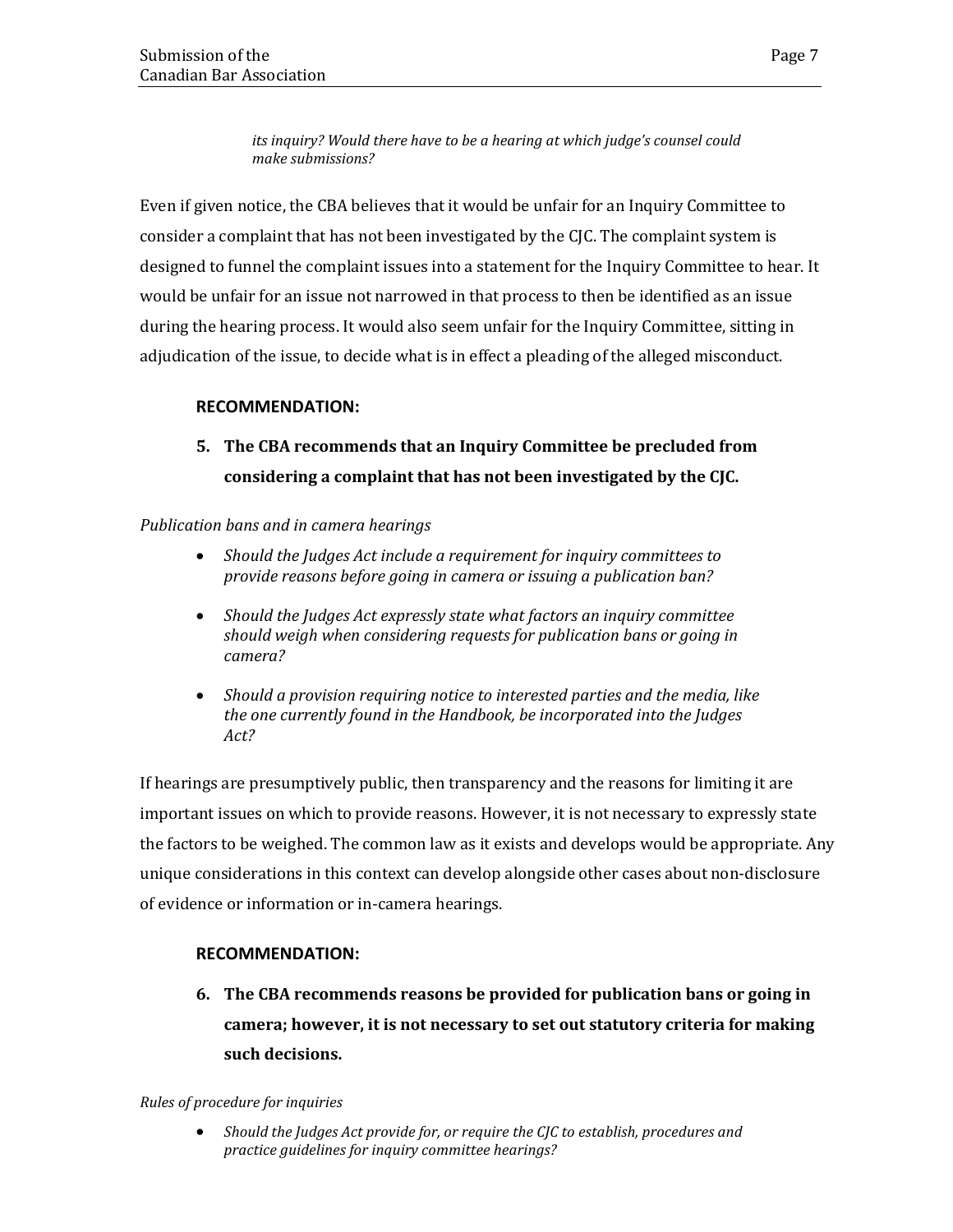*its inquiry? Would there have to be a hearing at which judge's counsel could make submissions?*

Even if given notice, the CBA believes that it would be unfair for an Inquiry Committee to consider a complaint that has not been investigated by the CJC. The complaint system is designed to funnel the complaint issues into a statement for the Inquiry Committee to hear. It would be unfair for an issue not narrowed in that process to then be identified as an issue during the hearing process. It would also seem unfair for the Inquiry Committee, sitting in adjudication of the issue, to decide what is in effect a pleading of the alleged misconduct.

**RECOMMENDATION:**

5. **The CBA recommends that an Inquiry Committee be precluded from considering a complaint that has not been investigated by the CJC.**

*Publication bans and in camera hearings*

- *Should the Judges Act include a requirement for inquiry committees to provide reasons before going in camera or issuing a publication ban?*
- *Should the Judges Act expressly state what factors an inquiry committee should weigh when considering requests for publication bans or going in camera?*
- *Should a provision requiring notice to interested parties and the media, like the one currently found in the Handbook, be incorporated into the Judges Act?*

If hearings are presumptively public, then transparency and the reasons for limiting it are important issues on which to provide reasons. However, it is not necessary to expressly state the factors to be weighed. The common law as it exists and develops would be appropriate. Any unique considerations in this context can develop alongside other cases about non-disclosure of evidence or information or in-camera hearings.

**RECOMMENDATION:**

6. **The CBA recommends reasons be provided for publication bans or going in camera; however, it is not necessary to set out statutory criteria for making such decisions.**

*Rules of procedure for inquiries*

- *Should the Judges Act provide for, or require the CJC to establish, procedures and practice guidelines for inquiry committee hearings?*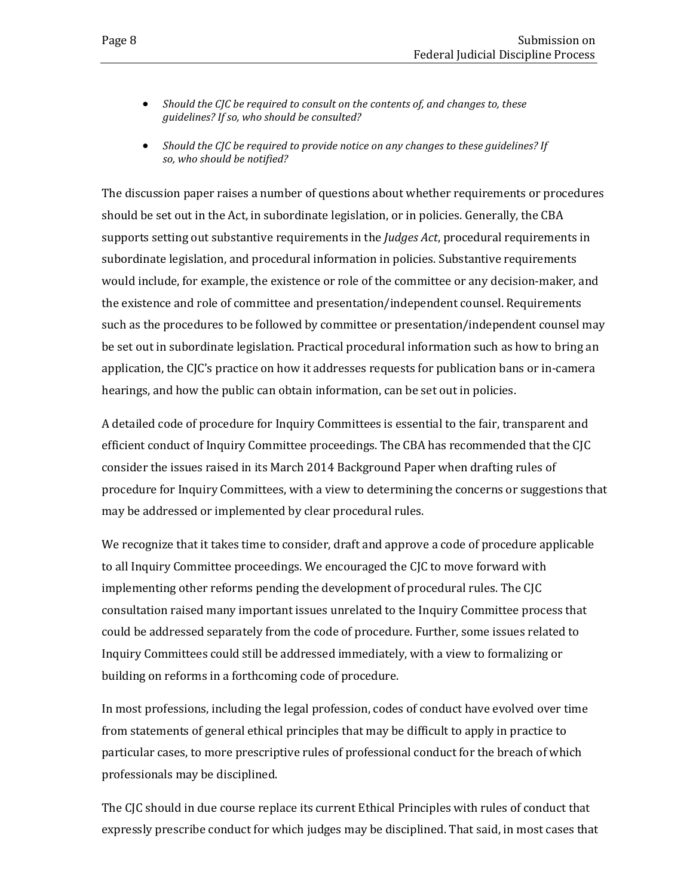- *Should the CJC be required to consult on the contents of, and changes to, these guidelines? If so, who should be consulted?*
- *Should the CJC be required to provide notice on any changes to these guidelines? If so, who should be notified?*

The discussion paper raises a number of questions about whether requirements or procedures should be set out in the Act, in subordinate legislation, or in policies. Generally, the CBA supports setting out substantive requirements in the *Judges Act*, procedural requirements in subordinate legislation, and procedural information in policies. Substantive requirements would include, for example, the existence or role of the committee or any decision-maker, and the existence and role of committee and presentation/independent counsel. Requirements such as the procedures to be followed by committee or presentation/independent counsel may be set out in subordinate legislation. Practical procedural information such as how to bring an application, the CJC's practice on how it addresses requests for publication bans or in-camera hearings, and how the public can obtain information, can be set out in policies.

A detailed code of procedure for Inquiry Committees is essential to the fair, transparent and efficient conduct of Inquiry Committee proceedings. The CBA has recommended that the CJC consider the issues raised in its March 2014 Background Paper when drafting rules of procedure for Inquiry Committees, with a view to determining the concerns or suggestions that may be addressed or implemented by clear procedural rules.

We recognize that it takes time to consider, draft and approve a code of procedure applicable to all Inquiry Committee proceedings. We encouraged the CJC to move forward with implementing other reforms pending the development of procedural rules. The CJC consultation raised many important issues unrelated to the Inquiry Committee process that could be addressed separately from the code of procedure. Further, some issues related to Inquiry Committees could still be addressed immediately, with a view to formalizing or building on reforms in a forthcoming code of procedure.

In most professions, including the legal profession, codes of conduct have evolved over time from statements of general ethical principles that may be difficult to apply in practice to particular cases, to more prescriptive rules of professional conduct for the breach of which professionals may be disciplined.

The CJC should in due course replace its current Ethical Principles with rules of conduct that expressly prescribe conduct for which judges may be disciplined. That said, in most cases that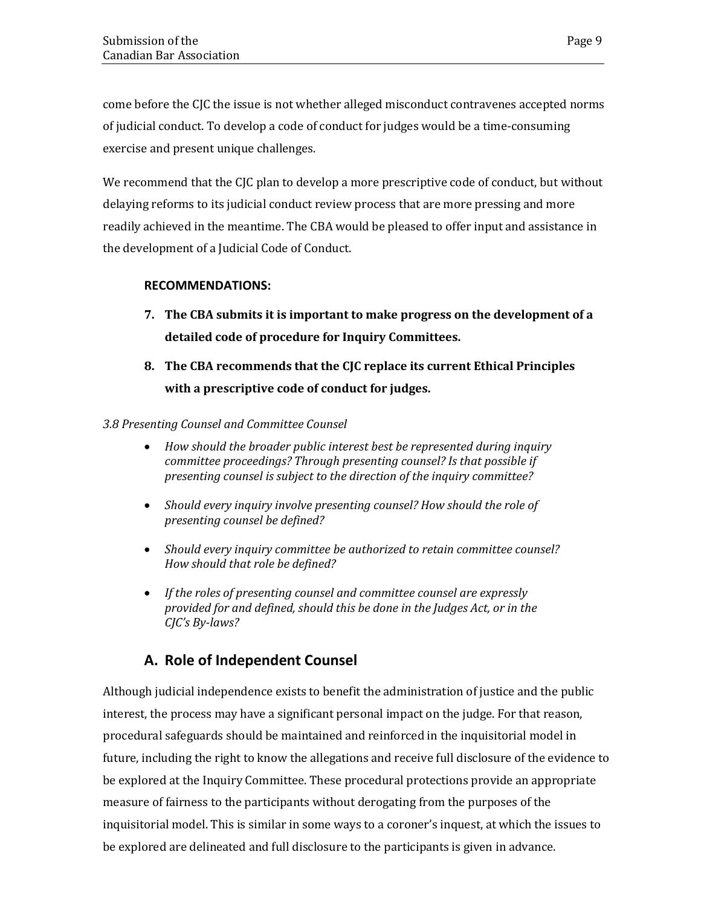come before the CJC the issue is not whether alleged misconduct contravenes accepted norms of judicial conduct. To develop a code of conduct for judges would be a time-consuming exercise and present unique challenges.

We recommend that the CJC plan to develop a more prescriptive code of conduct, but without delaying reforms to its judicial conduct review process that are more pressing and more readily achieved in the meantime. The CBA would be pleased to offer input and assistance in the development of a Judicial Code of Conduct.

**RECOMMENDATIONS:**

7. **The CBA submits it is important to make progress on the development of a detailed code of procedure for Inquiry Committees.**
8. **The CBA recommends that the CJC replace its current Ethical Principles with a prescriptive code of conduct for judges.**

*3.8 Presenting Counsel and Committee Counsel*

- *How should the broader public interest best be represented during inquiry committee proceedings? Through presenting counsel? Is that possible if presenting counsel is subject to the direction of the inquiry committee?*
- *Should every inquiry involve presenting counsel? How should the role of presenting counsel be defined?*
- *Should every inquiry committee be authorized to retain committee counsel? How should that role be defined?*
- *If the roles of presenting counsel and committee counsel are expressly provided for and defined, should this be done in the Judges Act, or in the CJC's By-laws?*

## A. Role of Independent Counsel

Although judicial independence exists to benefit the administration of justice and the public interest, the process may have a significant personal impact on the judge. For that reason, procedural safeguards should be maintained and reinforced in the inquisitorial model in future, including the right to know the allegations and receive full disclosure of the evidence to be explored at the Inquiry Committee. These procedural protections provide an appropriate measure of fairness to the participants without derogating from the purposes of the inquisitorial model. This is similar in some ways to a coroner's inquest, at which the issues to be explored are delineated and full disclosure to the participants is given in advance.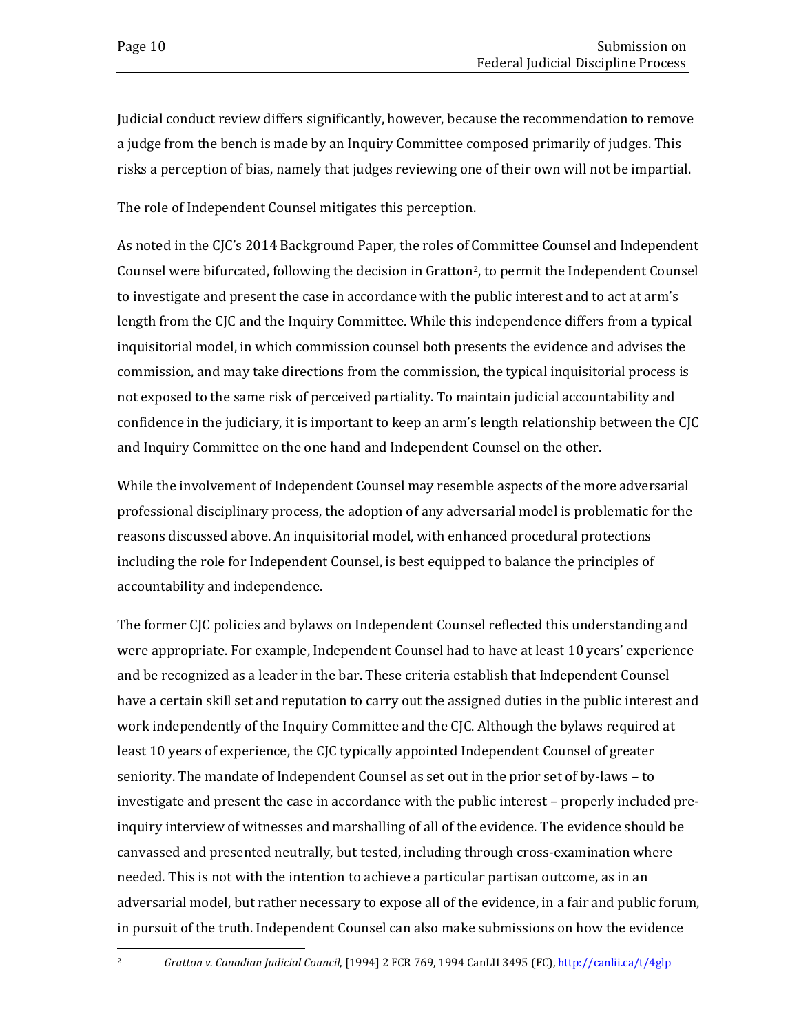Judicial conduct review differs significantly, however, because the recommendation to remove a judge from the bench is made by an Inquiry Committee composed primarily of judges. This risks a perception of bias, namely that judges reviewing one of their own will not be impartial.

The role of Independent Counsel mitigates this perception.

As noted in the CJC's 2014 Background Paper, the roles of Committee Counsel and Independent Counsel were bifurcated, following the decision in Gratton[2], to permit the Independent Counsel to investigate and present the case in accordance with the public interest and to act at arm's length from the CJC and the Inquiry Committee. While this independence differs from a typical inquisitorial model, in which commission counsel both presents the evidence and advises the commission, and may take directions from the commission, the typical inquisitorial process is not exposed to the same risk of perceived partiality. To maintain judicial accountability and confidence in the judiciary, it is important to keep an arm's length relationship between the CJC and Inquiry Committee on the one hand and Independent Counsel on the other.

While the involvement of Independent Counsel may resemble aspects of the more adversarial professional disciplinary process, the adoption of any adversarial model is problematic for the reasons discussed above. An inquisitorial model, with enhanced procedural protections including the role for Independent Counsel, is best equipped to balance the principles of accountability and independence.

The former CJC policies and bylaws on Independent Counsel reflected this understanding and were appropriate. For example, Independent Counsel had to have at least 10 years' experience and be recognized as a leader in the bar. These criteria establish that Independent Counsel have a certain skill set and reputation to carry out the assigned duties in the public interest and work independently of the Inquiry Committee and the CJC. Although the bylaws required at least 10 years of experience, the CJC typically appointed Independent Counsel of greater seniority. The mandate of Independent Counsel as set out in the prior set of by-laws – to investigate and present the case in accordance with the public interest – properly included pre-inquiry interview of witnesses and marshalling of all of the evidence. The evidence should be canvassed and presented neutrally, but tested, including through cross-examination where needed. This is not with the intention to achieve a particular partisan outcome, as in an adversarial model, but rather necessary to expose all of the evidence, in a fair and public forum, in pursuit of the truth. Independent Counsel can also make submissions on how the evidence

---

[2] *Gratton v. Canadian Judicial Council*, [1994] 2 FCR 769, 1994 CanLII 3495 (FC), http://canlii.ca/t/4glp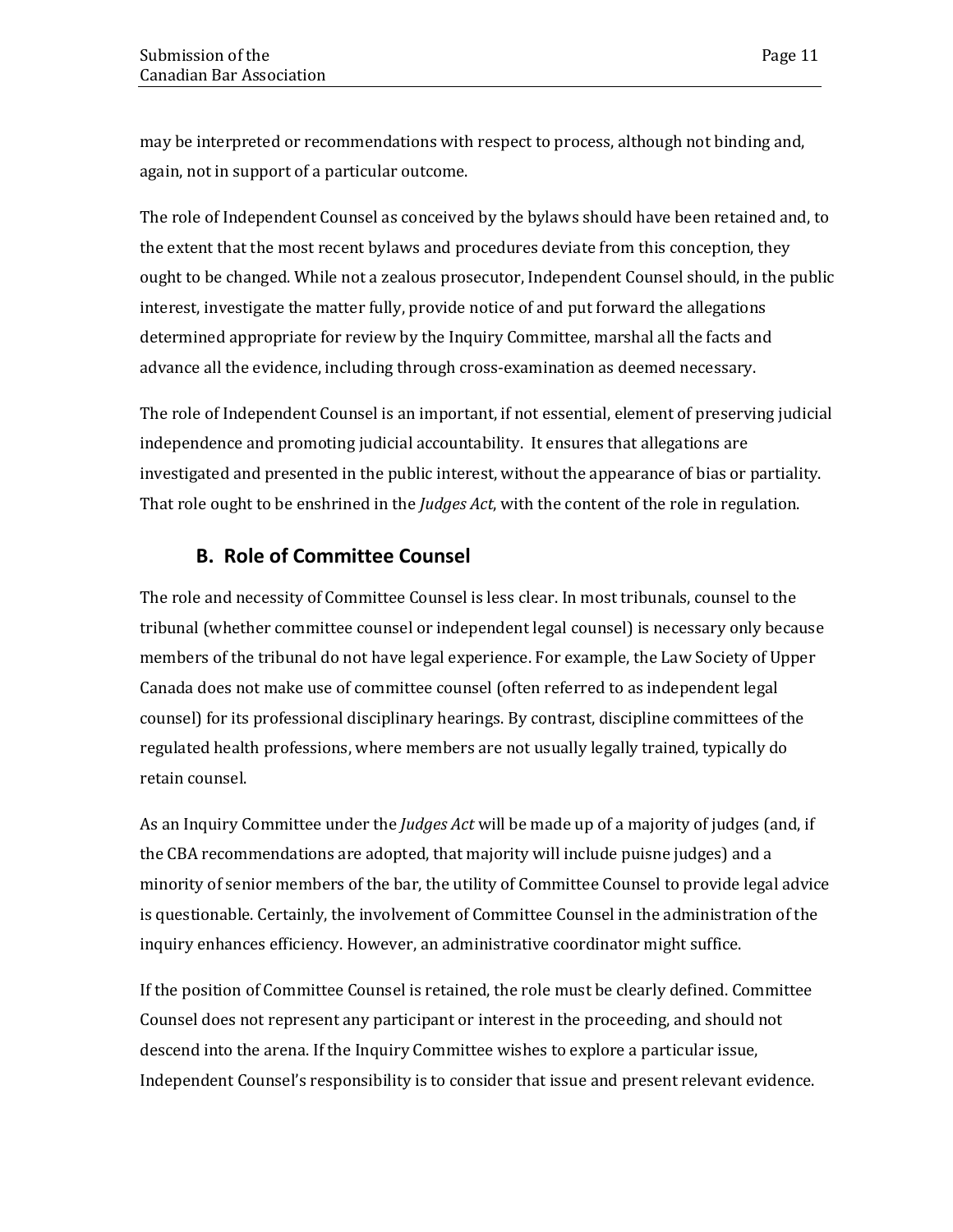may be interpreted or recommendations with respect to process, although not binding and, again, not in support of a particular outcome.

The role of Independent Counsel as conceived by the bylaws should have been retained and, to the extent that the most recent bylaws and procedures deviate from this conception, they ought to be changed. While not a zealous prosecutor, Independent Counsel should, in the public interest, investigate the matter fully, provide notice of and put forward the allegations determined appropriate for review by the Inquiry Committee, marshal all the facts and advance all the evidence, including through cross-examination as deemed necessary.

The role of Independent Counsel is an important, if not essential, element of preserving judicial independence and promoting judicial accountability. It ensures that allegations are investigated and presented in the public interest, without the appearance of bias or partiality. That role ought to be enshrined in the *Judges Act*, with the content of the role in regulation.

## B. Role of Committee Counsel

The role and necessity of Committee Counsel is less clear. In most tribunals, counsel to the tribunal (whether committee counsel or independent legal counsel) is necessary only because members of the tribunal do not have legal experience. For example, the Law Society of Upper Canada does not make use of committee counsel (often referred to as independent legal counsel) for its professional disciplinary hearings. By contrast, discipline committees of the regulated health professions, where members are not usually legally trained, typically do retain counsel.

As an Inquiry Committee under the *Judges Act* will be made up of a majority of judges (and, if the CBA recommendations are adopted, that majority will include puisne judges) and a minority of senior members of the bar, the utility of Committee Counsel to provide legal advice is questionable. Certainly, the involvement of Committee Counsel in the administration of the inquiry enhances efficiency. However, an administrative coordinator might suffice.

If the position of Committee Counsel is retained, the role must be clearly defined. Committee Counsel does not represent any participant or interest in the proceeding, and should not descend into the arena. If the Inquiry Committee wishes to explore a particular issue, Independent Counsel's responsibility is to consider that issue and present relevant evidence.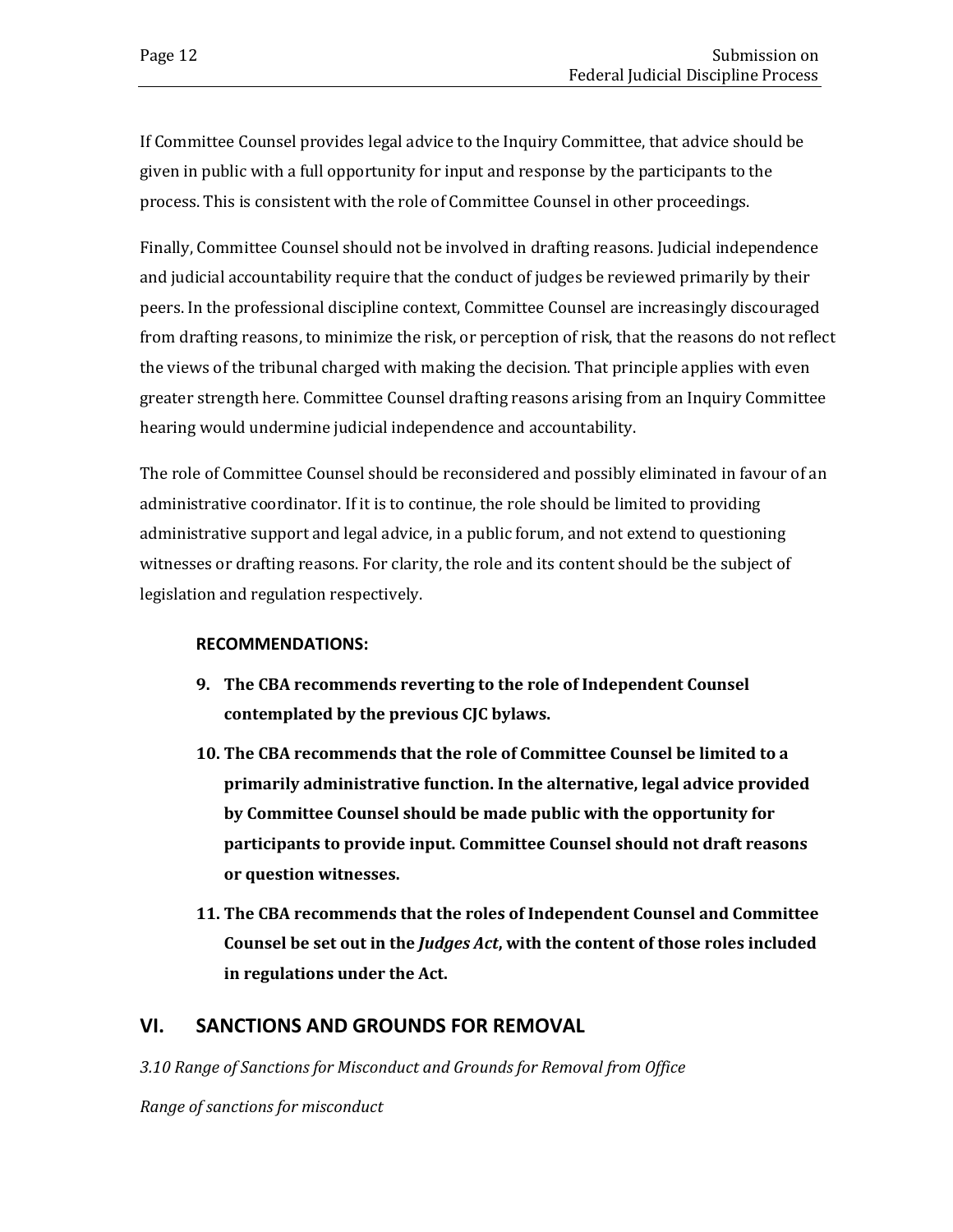If Committee Counsel provides legal advice to the Inquiry Committee, that advice should be given in public with a full opportunity for input and response by the participants to the process. This is consistent with the role of Committee Counsel in other proceedings.

Finally, Committee Counsel should not be involved in drafting reasons. Judicial independence and judicial accountability require that the conduct of judges be reviewed primarily by their peers. In the professional discipline context, Committee Counsel are increasingly discouraged from drafting reasons, to minimize the risk, or perception of risk, that the reasons do not reflect the views of the tribunal charged with making the decision. That principle applies with even greater strength here. Committee Counsel drafting reasons arising from an Inquiry Committee hearing would undermine judicial independence and accountability.

The role of Committee Counsel should be reconsidered and possibly eliminated in favour of an administrative coordinator. If it is to continue, the role should be limited to providing administrative support and legal advice, in a public forum, and not extend to questioning witnesses or drafting reasons. For clarity, the role and its content should be the subject of legislation and regulation respectively.

**RECOMMENDATIONS:**

9. **The CBA recommends reverting to the role of Independent Counsel contemplated by the previous CJC bylaws.**
10. **The CBA recommends that the role of Committee Counsel be limited to a primarily administrative function. In the alternative, legal advice provided by Committee Counsel should be made public with the opportunity for participants to provide input. Committee Counsel should not draft reasons or question witnesses.**
11. **The CBA recommends that the roles of Independent Counsel and Committee Counsel be set out in the *Judges Act*, with the content of those roles included in regulations under the Act.**

## VI. SANCTIONS AND GROUNDS FOR REMOVAL

*3.10 Range of Sanctions for Misconduct and Grounds for Removal from Office*

*Range of sanctions for misconduct*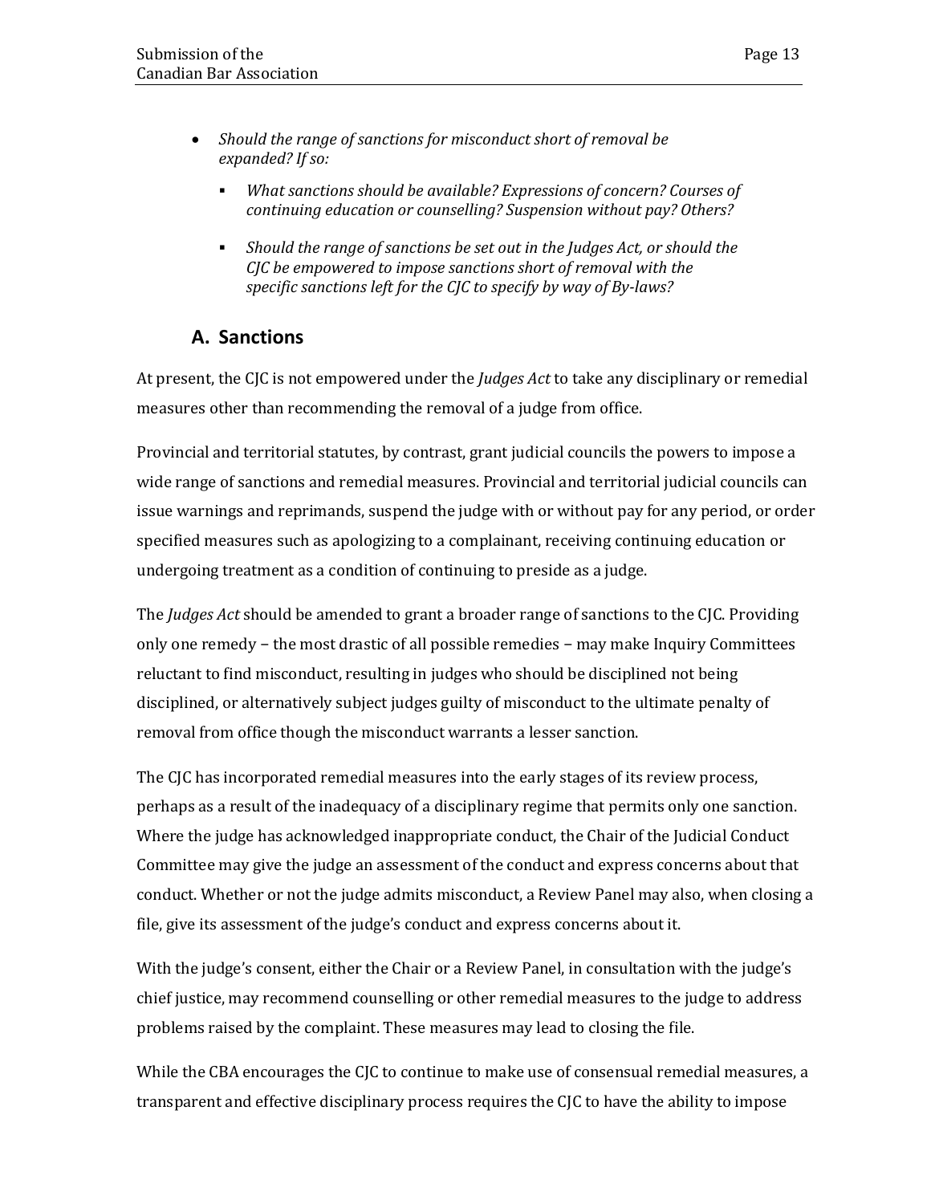- *Should the range of sanctions for misconduct short of removal be expanded? If so:*
    - *What sanctions should be available? Expressions of concern? Courses of continuing education or counselling? Suspension without pay? Others?*
    - *Should the range of sanctions be set out in the Judges Act, or should the CJC be empowered to impose sanctions short of removal with the specific sanctions left for the CJC to specify by way of By-laws?*

## A. Sanctions

At present, the CJC is not empowered under the *Judges Act* to take any disciplinary or remedial measures other than recommending the removal of a judge from office.

Provincial and territorial statutes, by contrast, grant judicial councils the powers to impose a wide range of sanctions and remedial measures. Provincial and territorial judicial councils can issue warnings and reprimands, suspend the judge with or without pay for any period, or order specified measures such as apologizing to a complainant, receiving continuing education or undergoing treatment as a condition of continuing to preside as a judge.

The *Judges Act* should be amended to grant a broader range of sanctions to the CJC. Providing only one remedy – the most drastic of all possible remedies – may make Inquiry Committees reluctant to find misconduct, resulting in judges who should be disciplined not being disciplined, or alternatively subject judges guilty of misconduct to the ultimate penalty of removal from office though the misconduct warrants a lesser sanction.

The CJC has incorporated remedial measures into the early stages of its review process, perhaps as a result of the inadequacy of a disciplinary regime that permits only one sanction. Where the judge has acknowledged inappropriate conduct, the Chair of the Judicial Conduct Committee may give the judge an assessment of the conduct and express concerns about that conduct. Whether or not the judge admits misconduct, a Review Panel may also, when closing a file, give its assessment of the judge's conduct and express concerns about it.

With the judge's consent, either the Chair or a Review Panel, in consultation with the judge's chief justice, may recommend counselling or other remedial measures to the judge to address problems raised by the complaint. These measures may lead to closing the file.

While the CBA encourages the CJC to continue to make use of consensual remedial measures, a transparent and effective disciplinary process requires the CJC to have the ability to impose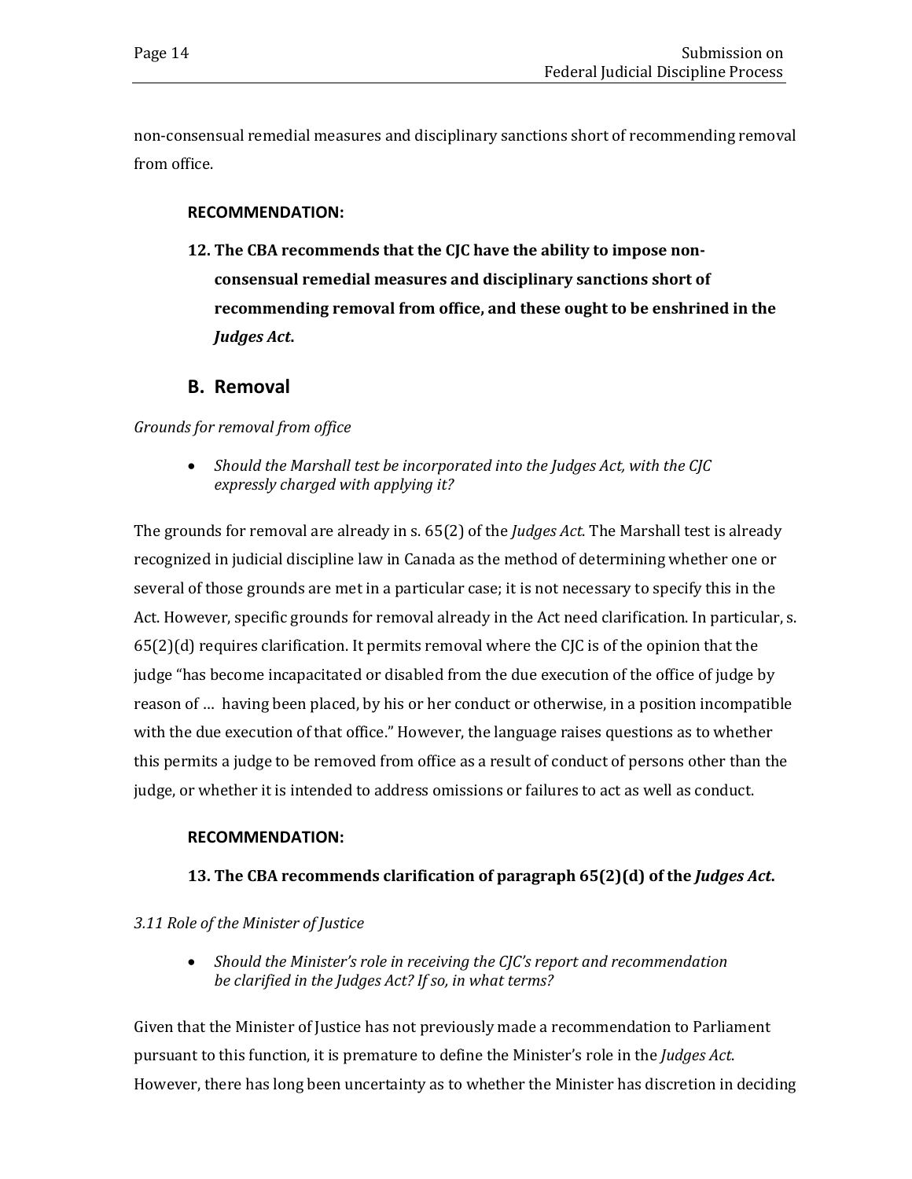non-consensual remedial measures and disciplinary sanctions short of recommending removal from office.

**RECOMMENDATION:**

**12. The CBA recommends that the CJC have the ability to impose non-consensual remedial measures and disciplinary sanctions short of recommending removal from office, and these ought to be enshrined in the *Judges Act*.**

## B. Removal

*Grounds for removal from office*

- *Should the Marshall test be incorporated into the Judges Act, with the CJC expressly charged with applying it?*

The grounds for removal are already in s. 65(2) of the *Judges Act*. The Marshall test is already recognized in judicial discipline law in Canada as the method of determining whether one or several of those grounds are met in a particular case; it is not necessary to specify this in the Act. However, specific grounds for removal already in the Act need clarification. In particular, s. 65(2)(d) requires clarification. It permits removal where the CJC is of the opinion that the judge "has become incapacitated or disabled from the due execution of the office of judge by reason of … having been placed, by his or her conduct or otherwise, in a position incompatible with the due execution of that office." However, the language raises questions as to whether this permits a judge to be removed from office as a result of conduct of persons other than the judge, or whether it is intended to address omissions or failures to act as well as conduct.

**RECOMMENDATION:**

**13. The CBA recommends clarification of paragraph 65(2)(d) of the *Judges Act*.**

*3.11 Role of the Minister of Justice*

- *Should the Minister's role in receiving the CJC's report and recommendation be clarified in the Judges Act? If so, in what terms?*

Given that the Minister of Justice has not previously made a recommendation to Parliament pursuant to this function, it is premature to define the Minister's role in the *Judges Act*. However, there has long been uncertainty as to whether the Minister has discretion in deciding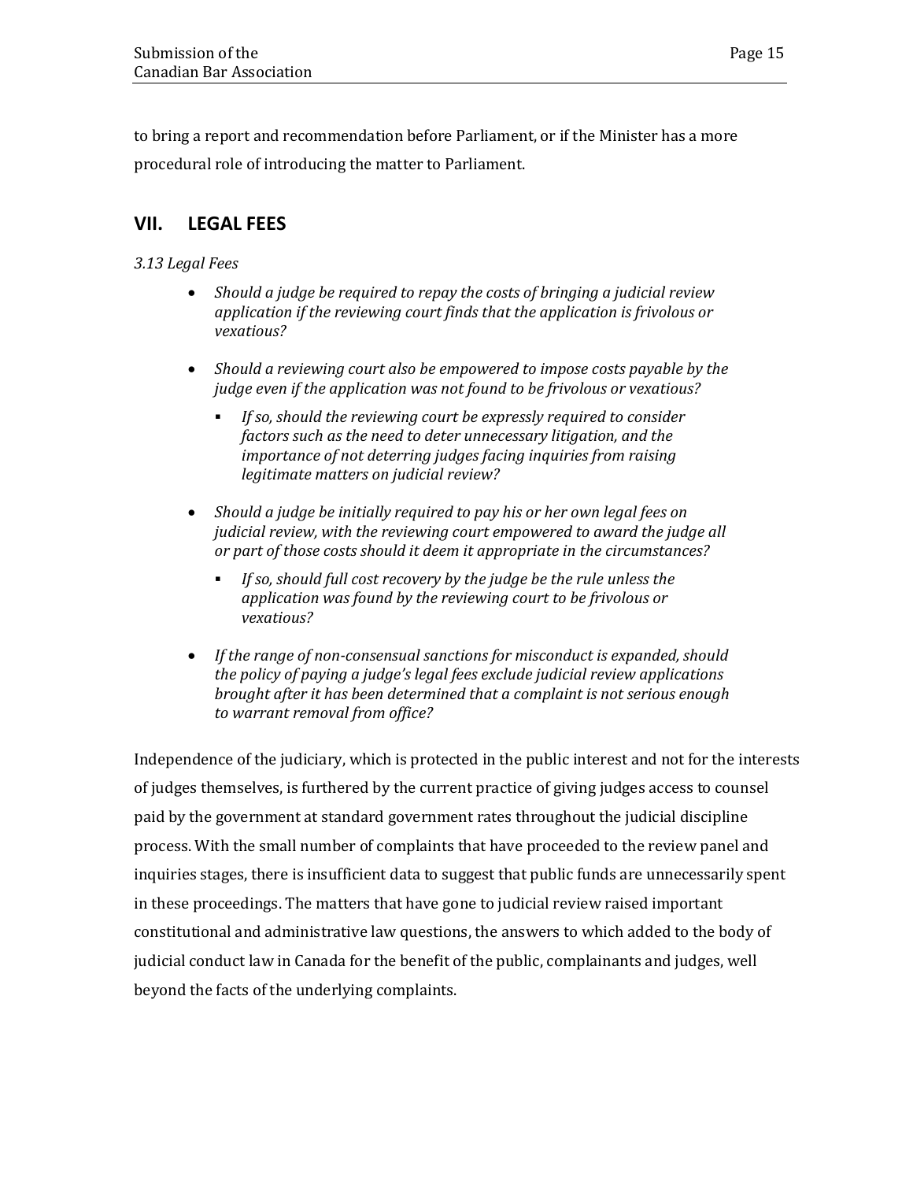to bring a report and recommendation before Parliament, or if the Minister has a more procedural role of introducing the matter to Parliament.

## VII. LEGAL FEES

*3.13 Legal Fees*

- *Should a judge be required to repay the costs of bringing a judicial review application if the reviewing court finds that the application is frivolous or vexatious?*
- *Should a reviewing court also be empowered to impose costs payable by the judge even if the application was not found to be frivolous or vexatious?*
  - *If so, should the reviewing court be expressly required to consider factors such as the need to deter unnecessary litigation, and the importance of not deterring judges facing inquiries from raising legitimate matters on judicial review?*
- *Should a judge be initially required to pay his or her own legal fees on judicial review, with the reviewing court empowered to award the judge all or part of those costs should it deem it appropriate in the circumstances?*
  - *If so, should full cost recovery by the judge be the rule unless the application was found by the reviewing court to be frivolous or vexatious?*
- *If the range of non-consensual sanctions for misconduct is expanded, should the policy of paying a judge's legal fees exclude judicial review applications brought after it has been determined that a complaint is not serious enough to warrant removal from office?*

Independence of the judiciary, which is protected in the public interest and not for the interests of judges themselves, is furthered by the current practice of giving judges access to counsel paid by the government at standard government rates throughout the judicial discipline process. With the small number of complaints that have proceeded to the review panel and inquiries stages, there is insufficient data to suggest that public funds are unnecessarily spent in these proceedings. The matters that have gone to judicial review raised important constitutional and administrative law questions, the answers to which added to the body of judicial conduct law in Canada for the benefit of the public, complainants and judges, well beyond the facts of the underlying complaints.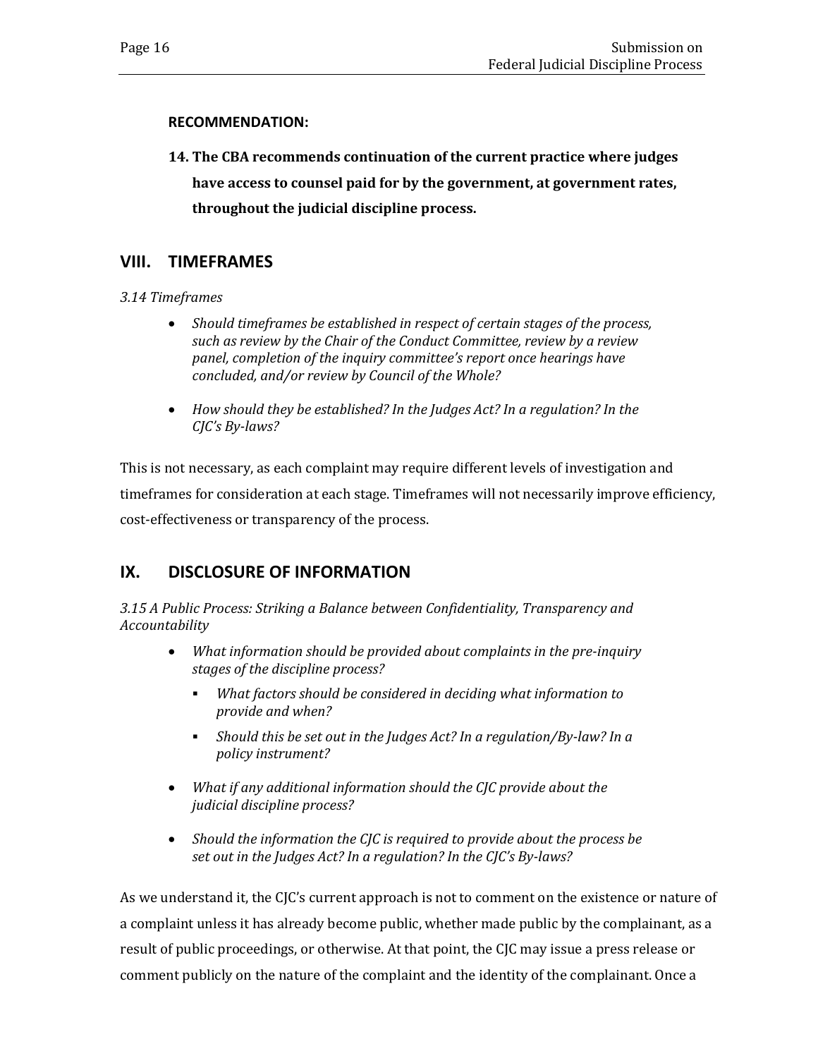**RECOMMENDATION:**

**14. The CBA recommends continuation of the current practice where judges have access to counsel paid for by the government, at government rates, throughout the judicial discipline process.**

## VIII. TIMEFRAMES

*3.14 Timeframes*

- *Should timeframes be established in respect of certain stages of the process, such as review by the Chair of the Conduct Committee, review by a review panel, completion of the inquiry committee's report once hearings have concluded, and/or review by Council of the Whole?*
- *How should they be established? In the Judges Act? In a regulation? In the CJC's By-laws?*

This is not necessary, as each complaint may require different levels of investigation and timeframes for consideration at each stage. Timeframes will not necessarily improve efficiency, cost-effectiveness or transparency of the process.

## IX. DISCLOSURE OF INFORMATION

*3.15 A Public Process: Striking a Balance between Confidentiality, Transparency and Accountability*

- *What information should be provided about complaints in the pre-inquiry stages of the discipline process?*
  - *What factors should be considered in deciding what information to provide and when?*
  - *Should this be set out in the Judges Act? In a regulation/By-law? In a policy instrument?*
- *What if any additional information should the CJC provide about the judicial discipline process?*
- *Should the information the CJC is required to provide about the process be set out in the Judges Act? In a regulation? In the CJC's By-laws?*

As we understand it, the CJC's current approach is not to comment on the existence or nature of a complaint unless it has already become public, whether made public by the complainant, as a result of public proceedings, or otherwise. At that point, the CJC may issue a press release or comment publicly on the nature of the complaint and the identity of the complainant. Once a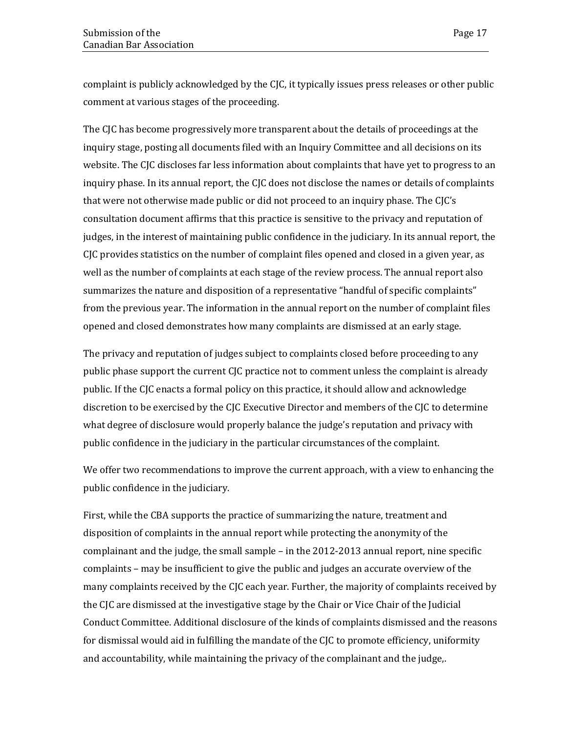complaint is publicly acknowledged by the CJC, it typically issues press releases or other public comment at various stages of the proceeding.

The CJC has become progressively more transparent about the details of proceedings at the inquiry stage, posting all documents filed with an Inquiry Committee and all decisions on its website. The CJC discloses far less information about complaints that have yet to progress to an inquiry phase. In its annual report, the CJC does not disclose the names or details of complaints that were not otherwise made public or did not proceed to an inquiry phase. The CJC's consultation document affirms that this practice is sensitive to the privacy and reputation of judges, in the interest of maintaining public confidence in the judiciary. In its annual report, the CJC provides statistics on the number of complaint files opened and closed in a given year, as well as the number of complaints at each stage of the review process. The annual report also summarizes the nature and disposition of a representative "handful of specific complaints" from the previous year. The information in the annual report on the number of complaint files opened and closed demonstrates how many complaints are dismissed at an early stage.

The privacy and reputation of judges subject to complaints closed before proceeding to any public phase support the current CJC practice not to comment unless the complaint is already public. If the CJC enacts a formal policy on this practice, it should allow and acknowledge discretion to be exercised by the CJC Executive Director and members of the CJC to determine what degree of disclosure would properly balance the judge's reputation and privacy with public confidence in the judiciary in the particular circumstances of the complaint.

We offer two recommendations to improve the current approach, with a view to enhancing the public confidence in the judiciary.

First, while the CBA supports the practice of summarizing the nature, treatment and disposition of complaints in the annual report while protecting the anonymity of the complainant and the judge, the small sample – in the 2012-2013 annual report, nine specific complaints – may be insufficient to give the public and judges an accurate overview of the many complaints received by the CJC each year. Further, the majority of complaints received by the CJC are dismissed at the investigative stage by the Chair or Vice Chair of the Judicial Conduct Committee. Additional disclosure of the kinds of complaints dismissed and the reasons for dismissal would aid in fulfilling the mandate of the CJC to promote efficiency, uniformity and accountability, while maintaining the privacy of the complainant and the judge,.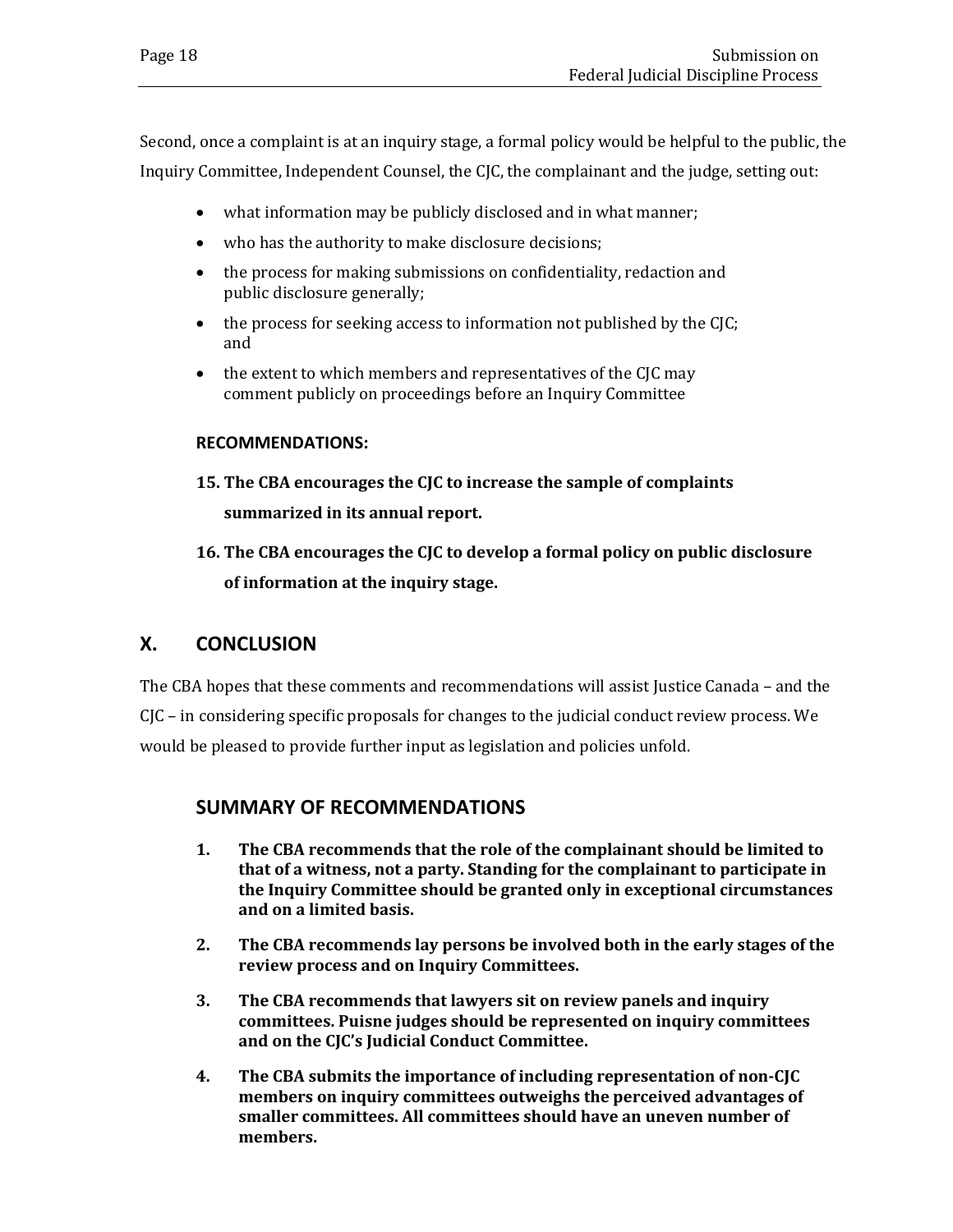Second, once a complaint is at an inquiry stage, a formal policy would be helpful to the public, the Inquiry Committee, Independent Counsel, the CJC, the complainant and the judge, setting out:

- what information may be publicly disclosed and in what manner;
- who has the authority to make disclosure decisions;
- the process for making submissions on confidentiality, redaction and public disclosure generally;
- the process for seeking access to information not published by the CJC; and
- the extent to which members and representatives of the CJC may comment publicly on proceedings before an Inquiry Committee

**RECOMMENDATIONS:**

**15. The CBA encourages the CJC to increase the sample of complaints summarized in its annual report.**

**16. The CBA encourages the CJC to develop a formal policy on public disclosure of information at the inquiry stage.**

## X. CONCLUSION

The CBA hopes that these comments and recommendations will assist Justice Canada – and the CJC – in considering specific proposals for changes to the judicial conduct review process. We would be pleased to provide further input as legislation and policies unfold.

## SUMMARY OF RECOMMENDATIONS

1. **The CBA recommends that the role of the complainant should be limited to that of a witness, not a party. Standing for the complainant to participate in the Inquiry Committee should be granted only in exceptional circumstances and on a limited basis.**

2. **The CBA recommends lay persons be involved both in the early stages of the review process and on Inquiry Committees.**

3. **The CBA recommends that lawyers sit on review panels and inquiry committees. Puisne judges should be represented on inquiry committees and on the CJC's Judicial Conduct Committee.**

4. **The CBA submits the importance of including representation of non-CJC members on inquiry committees outweighs the perceived advantages of smaller committees. All committees should have an uneven number of members.**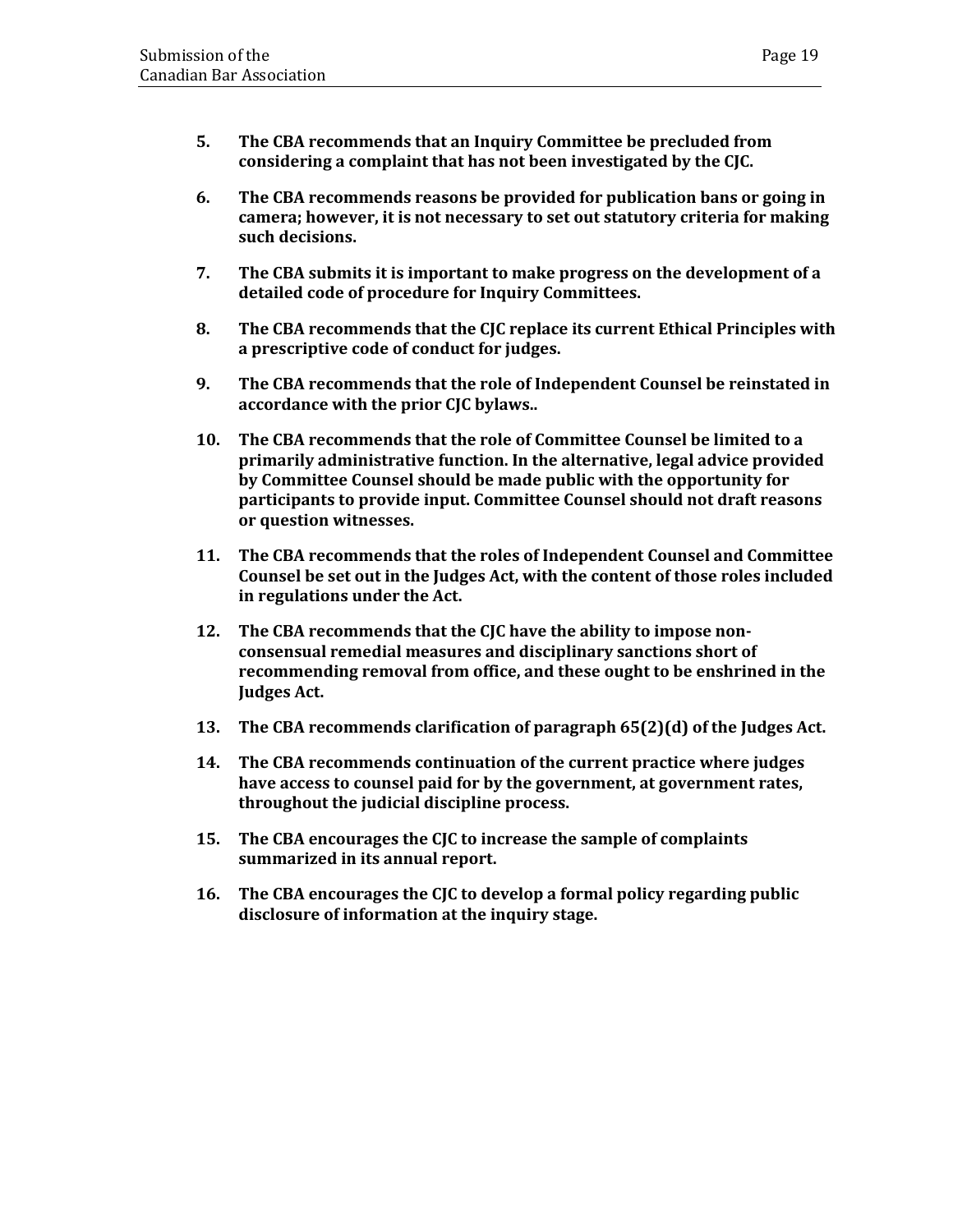5. **The CBA recommends that an Inquiry Committee be precluded from considering a complaint that has not been investigated by the CJC.**

6. **The CBA recommends reasons be provided for publication bans or going in camera; however, it is not necessary to set out statutory criteria for making such decisions.**

7. **The CBA submits it is important to make progress on the development of a detailed code of procedure for Inquiry Committees.**

8. **The CBA recommends that the CJC replace its current Ethical Principles with a prescriptive code of conduct for judges.**

9. **The CBA recommends that the role of Independent Counsel be reinstated in accordance with the prior CJC bylaws..**

10. **The CBA recommends that the role of Committee Counsel be limited to a primarily administrative function. In the alternative, legal advice provided by Committee Counsel should be made public with the opportunity for participants to provide input. Committee Counsel should not draft reasons or question witnesses.**

11. **The CBA recommends that the roles of Independent Counsel and Committee Counsel be set out in the Judges Act, with the content of those roles included in regulations under the Act.**

12. **The CBA recommends that the CJC have the ability to impose non-consensual remedial measures and disciplinary sanctions short of recommending removal from office, and these ought to be enshrined in the Judges Act.**

13. **The CBA recommends clarification of paragraph 65(2)(d) of the Judges Act.**

14. **The CBA recommends continuation of the current practice where judges have access to counsel paid for by the government, at government rates, throughout the judicial discipline process.**

15. **The CBA encourages the CJC to increase the sample of complaints summarized in its annual report.**

16. **The CBA encourages the CJC to develop a formal policy regarding public disclosure of information at the inquiry stage.**